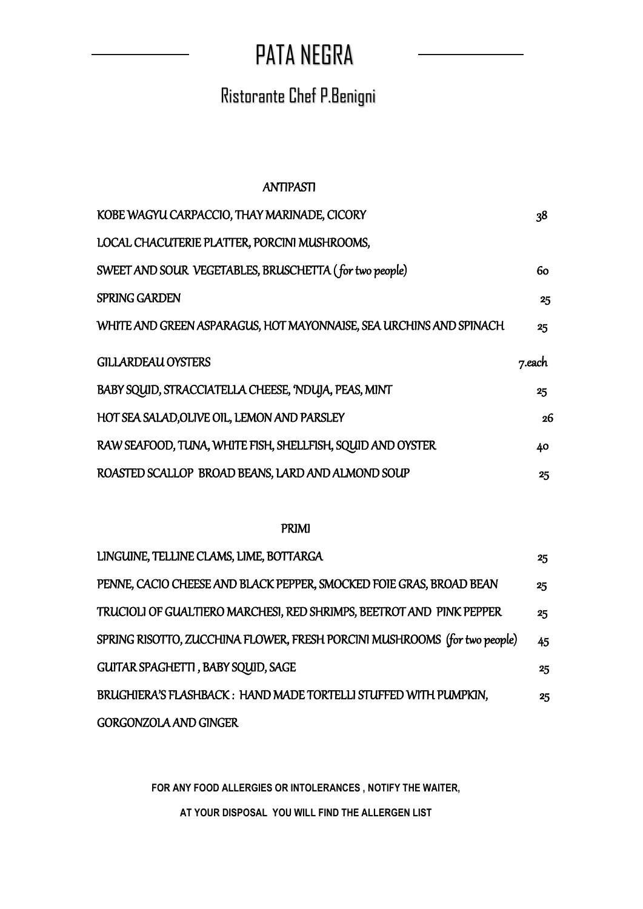# PATA NEGRA

## Ristorante Chef P.Benigni

### ANTIPASTI

| | |
|---|---|
| KOBE WAGYU CARPACCIO, THAY MARINADE, CICORY | 38 |
| LOCAL CHACUTERIE PLATTER, PORCINI MUSHROOMS, SWEET AND SOUR VEGETABLES, BRUSCHETTA (*for two people*) | 60 |
| SPRING GARDEN | 25 |
| WHITE AND GREEN ASPARAGUS, HOT MAYONNAISE, SEA URCHINS AND SPINACH | 25 |
| GILLARDEAU OYSTERS | 7.each |
| BABY SQUID, STRACCIATELLA CHEESE, 'NDUJA, PEAS, MINT | 25 |
| HOT SEA SALAD,OLIVE OIL, LEMON AND PARSLEY | 26 |
| RAW SEAFOOD, TUNA, WHITE FISH, SHELLFISH, SQUID AND OYSTER | 40 |
| ROASTED SCALLOP BROAD BEANS, LARD AND ALMOND SOUP | 25 |

### PRIMI

| | |
|---|---|
| LINGUINE, TELLINE CLAMS, LIME, BOTTARGA | 25 |
| PENNE, CACIO CHEESE AND BLACK PEPPER, SMOCKED FOIE GRAS, BROAD BEAN | 25 |
| TRUCIOLI OF GUALTIERO MARCHESI, RED SHRIMPS, BEETROT AND PINK PEPPER | 25 |
| SPRING RISOTTO, ZUCCHINA FLOWER, FRESH PORCINI MUSHROOMS (*for two people*) | 45 |
| GUITAR SPAGHETTI , BABY SQUID, SAGE | 25 |
| BRUGHIERA'S FLASHBACK : HAND MADE TORTELLI STUFFED WITH PUMPKIN, GORGONZOLA AND GINGER | 25 |

**FOR ANY FOOD ALLERGIES OR INTOLERANCES , NOTIFY THE WAITER,**

**AT YOUR DISPOSAL YOU WILL FIND THE ALLERGEN LIST**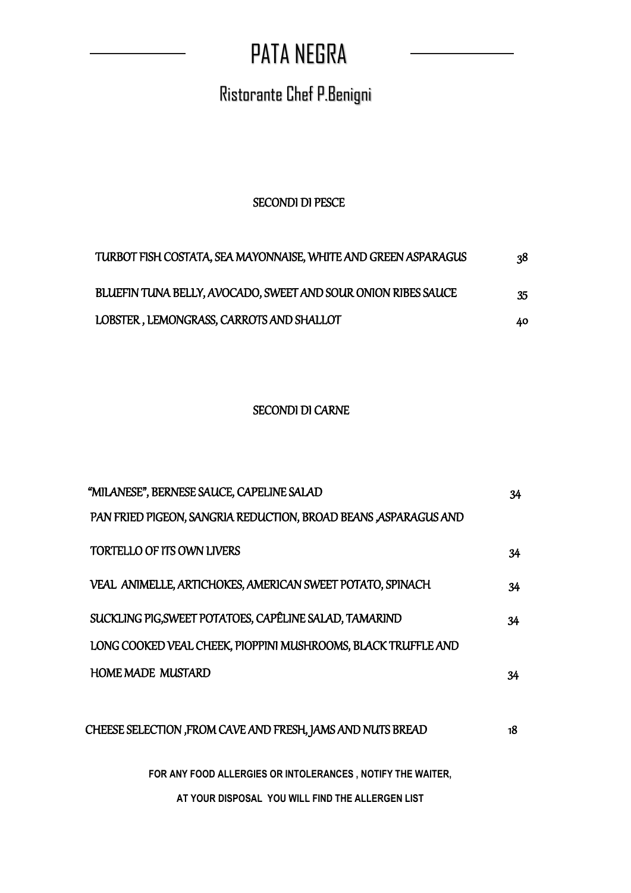# PATA NEGRA

## Ristorante Chef P.Benigni

### SECONDI DI PESCE

| | |
|---|---|
| TURBOT FISH COSTATA, SEA MAYONNAISE, WHITE AND GREEN ASPARAGUS | 38 |
| BLUEFIN TUNA BELLY, AVOCADO, SWEET AND SOUR ONION RIBES SAUCE | 35 |
| LOBSTER , LEMONGRASS, CARROTS AND SHALLOT | 40 |

### SECONDI DI CARNE

| | |
|---|---|
| "MILANESE", BERNESE SAUCE, CAPELINE SALAD | 34 |
| PAN FRIED PIGEON, SANGRIA REDUCTION, BROAD BEANS ,ASPARAGUS AND TORTELLO OF ITS OWN LIVERS | 34 |
| VEAL ANIMELLE, ARTICHOKES, AMERICAN SWEET POTATO, SPINACH | 34 |
| SUCKLING PIG,SWEET POTATOES, CAPÊLINE SALAD, TAMARIND | 34 |
| LONG COOKED VEAL CHEEK, PIOPPINI MUSHROOMS, BLACK TRUFFLE AND HOME MADE MUSTARD | 34 |
| CHEESE SELECTION ,FROM CAVE AND FRESH, JAMS AND NUTS BREAD | 18 |

**FOR ANY FOOD ALLERGIES OR INTOLERANCES , NOTIFY THE WAITER,**

**AT YOUR DISPOSAL YOU WILL FIND THE ALLERGEN LIST**